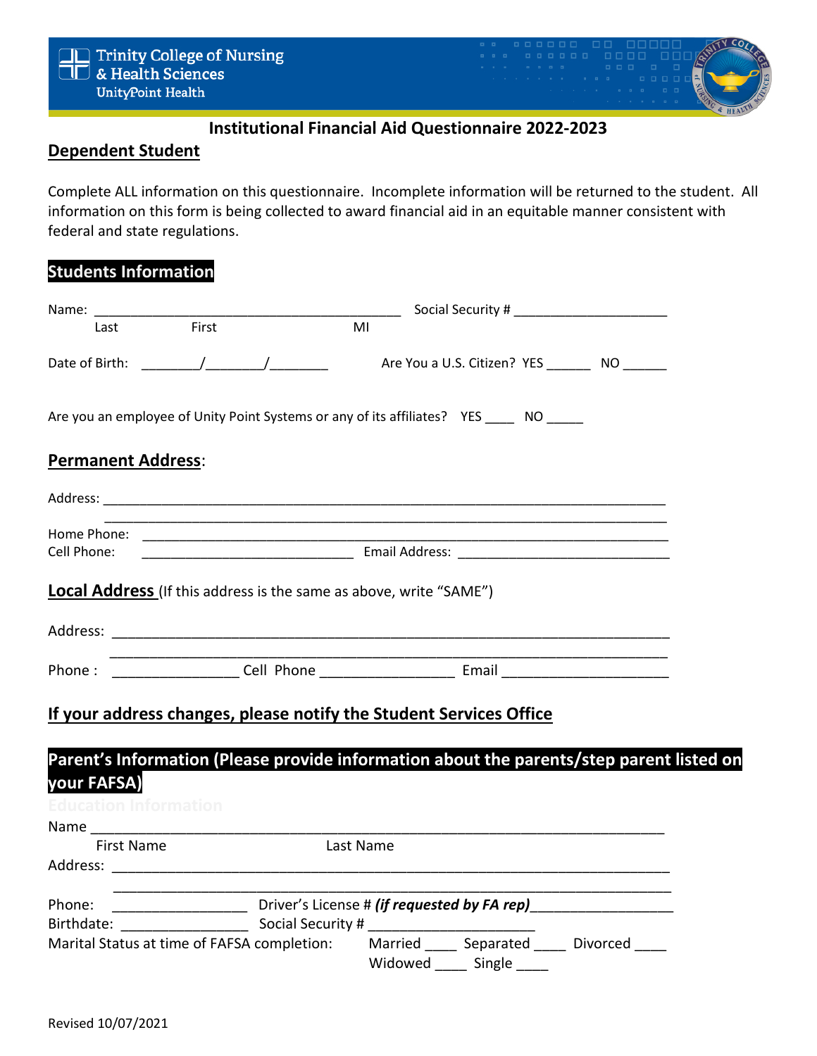Trinity College of Nursing & Health Sciences
UnityPoint Health

# Institutional Financial Aid Questionnaire 2022-2023

## Dependent Student

Complete ALL information on this questionnaire. Incomplete information will be returned to the student. All information on this form is being collected to award financial aid in an equitable manner consistent with federal and state regulations.

## Students Information

Name: ___________________________________________ Social Security # _____________________
Last First MI

Date of Birth: ________/________/________ Are You a U.S. Citizen? YES ______ NO ______

Are you an employee of Unity Point Systems or any of its affiliates? YES ____ NO _____

## Permanent Address:

Address: ____________________________________________________________________________
____________________________________________________________________________

Home Phone: ____________________________________________________________________________

Cell Phone: _____________________________ Email Address: _____________________________

## Local Address (If this address is the same as above, write "SAME")

Address: ____________________________________________________________________________
____________________________________________________________________________

Phone : ________________ Cell Phone _________________ Email _____________________

## If your address changes, please notify the Student Services Office

## Parent's Information (Please provide information about the parents/step parent listed on your FAFSA)

Education Information

Name ___________________________________________________________________________
First Name Last Name

Address: ____________________________________________________________________________
____________________________________________________________________________

Phone: _________________ Driver's License # ***(if requested by FA rep)***_________________

Birthdate: ________________ Social Security # _____________________

Marital Status at time of FAFSA completion: Married ____ Separated ____ Divorced ____ Widowed ____ Single ____

Revised 10/07/2021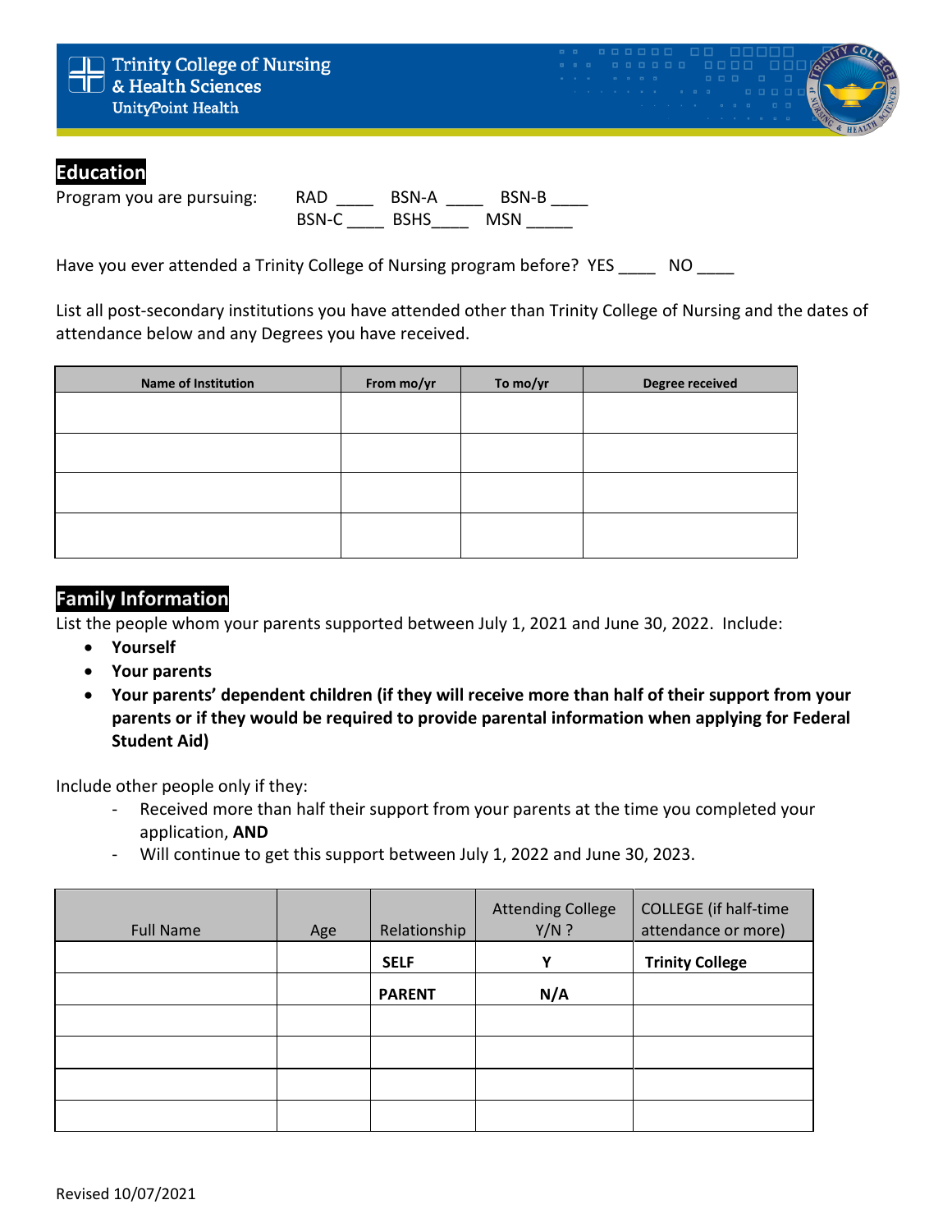## Education

Program you are pursuing: RAD ____ BSN-A ____ BSN-B ____ BSN-C ____ BSHS____ MSN _____

Have you ever attended a Trinity College of Nursing program before? YES ____ NO ____

List all post-secondary institutions you have attended other than Trinity College of Nursing and the dates of attendance below and any Degrees you have received.

| Name of Institution | From mo/yr | To mo/yr | Degree received |
|---|---|---|---|
| | | | |
| | | | |
| | | | |
| | | | |

## Family Information

List the people whom your parents supported between July 1, 2021 and June 30, 2022. Include:

- **Yourself**
- **Your parents**
- **Your parents' dependent children (if they will receive more than half of their support from your parents or if they would be required to provide parental information when applying for Federal Student Aid)**

Include other people only if they:

- Received more than half their support from your parents at the time you completed your application, **AND**
- Will continue to get this support between July 1, 2022 and June 30, 2023.

| Full Name | Age | Relationship | Attending College Y/N ? | COLLEGE (if half-time attendance or more) |
|---|---|---|---|---|
| | | **SELF** | **Y** | **Trinity College** |
| | | **PARENT** | **N/A** | |
| | | | | |
| | | | | |
| | | | | |
| | | | | |

Revised 10/07/2021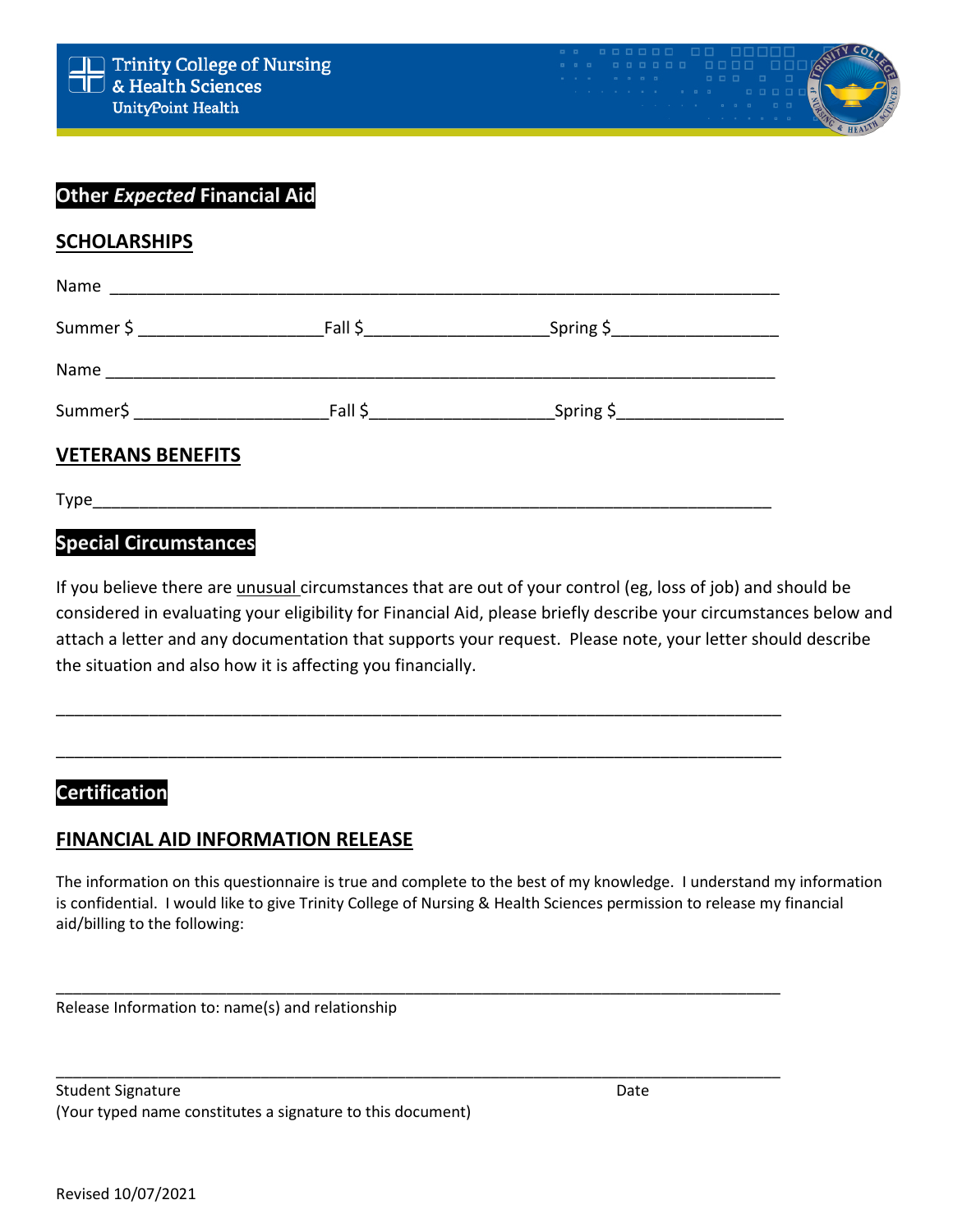## Other *Expected* Financial Aid

### SCHOLARSHIPS

Name ___________________________________________________________________________

Summer $ ____________________Fall $____________________Spring $__________________

Name ___________________________________________________________________________

Summer$ _____________________Fall $____________________Spring $__________________

### VETERANS BENEFITS

Type____________________________________________________________________________

## Special Circumstances

If you believe there are unusual circumstances that are out of your control (eg, loss of job) and should be considered in evaluating your eligibility for Financial Aid, please briefly describe your circumstances below and attach a letter and any documentation that supports your request. Please note, your letter should describe the situation and also how it is affecting you financially.

________________________________________________________________________________

________________________________________________________________________________

## Certification

### FINANCIAL AID INFORMATION RELEASE

The information on this questionnaire is true and complete to the best of my knowledge. I understand my information is confidential. I would like to give Trinity College of Nursing & Health Sciences permission to release my financial aid/billing to the following:

________________________________________________________________________________
Release Information to: name(s) and relationship

________________________________________________________________________________
Student Signature Date
(Your typed name constitutes a signature to this document)

Revised 10/07/2021